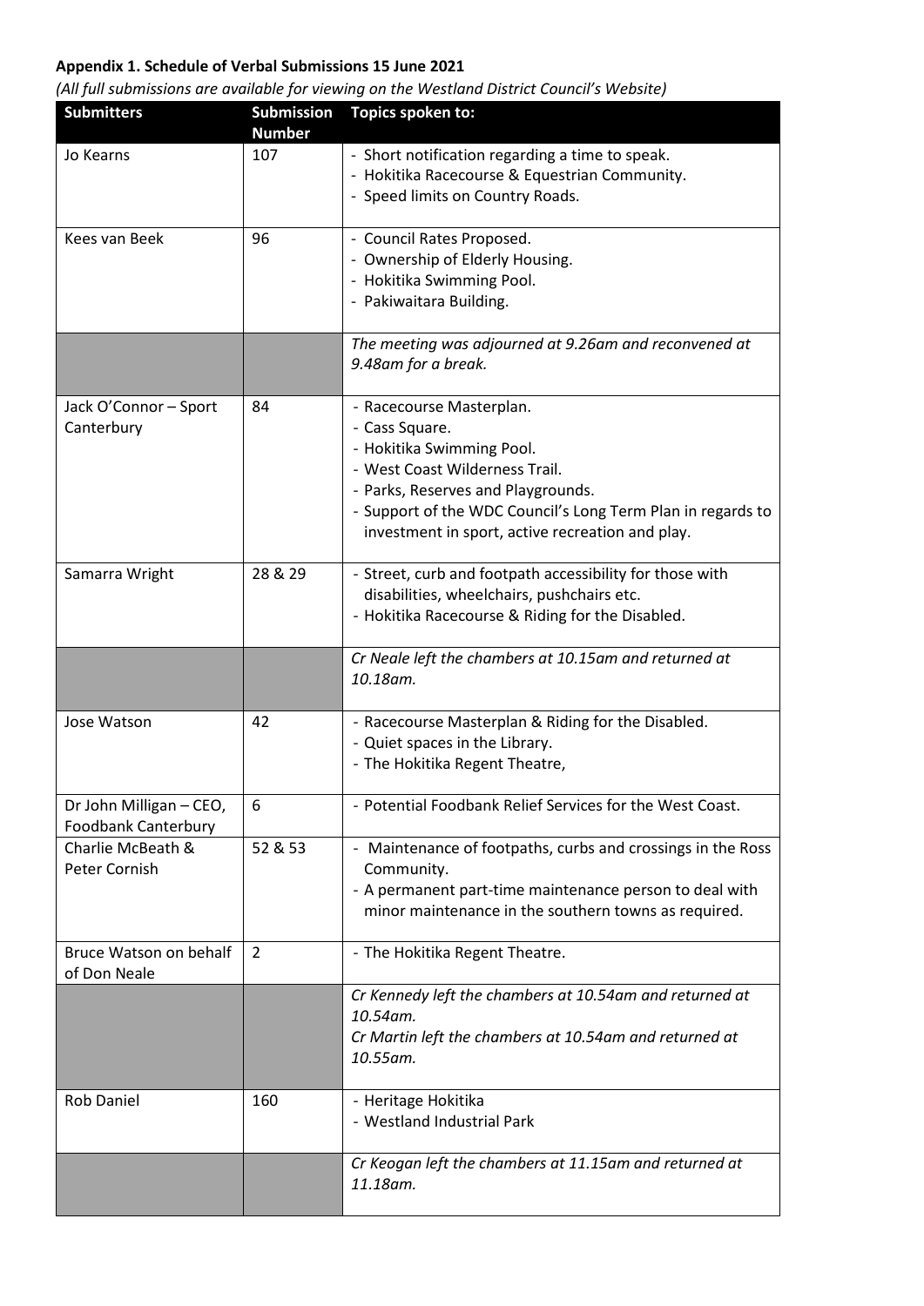**Appendix 1. Schedule of Verbal Submissions 15 June 2021**

*(All full submissions are available for viewing on the Westland District Council's Website)*

| Submitters | Submission Number | Topics spoken to: |
|---|---|---|
| Jo Kearns | 107 | - Short notification regarding a time to speak.<br>- Hokitika Racecourse & Equestrian Community.<br>- Speed limits on Country Roads. |
| Kees van Beek | 96 | - Council Rates Proposed.<br>- Ownership of Elderly Housing.<br>- Hokitika Swimming Pool.<br>- Pakiwaitara Building. |
| | | *The meeting was adjourned at 9.26am and reconvened at 9.48am for a break.* |
| Jack O'Connor – Sport Canterbury | 84 | - Racecourse Masterplan.<br>- Cass Square.<br>- Hokitika Swimming Pool.<br>- West Coast Wilderness Trail.<br>- Parks, Reserves and Playgrounds.<br>- Support of the WDC Council's Long Term Plan in regards to investment in sport, active recreation and play. |
| Samarra Wright | 28 & 29 | - Street, curb and footpath accessibility for those with disabilities, wheelchairs, pushchairs etc.<br>- Hokitika Racecourse & Riding for the Disabled. |
| | | *Cr Neale left the chambers at 10.15am and returned at 10.18am.* |
| Jose Watson | 42 | - Racecourse Masterplan & Riding for the Disabled.<br>- Quiet spaces in the Library.<br>- The Hokitika Regent Theatre, |
| Dr John Milligan – CEO, Foodbank Canterbury | 6 | - Potential Foodbank Relief Services for the West Coast. |
| Charlie McBeath & Peter Cornish | 52 & 53 | - Maintenance of footpaths, curbs and crossings in the Ross Community.<br>- A permanent part-time maintenance person to deal with minor maintenance in the southern towns as required. |
| Bruce Watson on behalf of Don Neale | 2 | - The Hokitika Regent Theatre. |
| | | *Cr Kennedy left the chambers at 10.54am and returned at 10.54am.*<br>*Cr Martin left the chambers at 10.54am and returned at 10.55am.* |
| Rob Daniel | 160 | - Heritage Hokitika<br>- Westland Industrial Park |
| | | *Cr Keogan left the chambers at 11.15am and returned at 11.18am.* |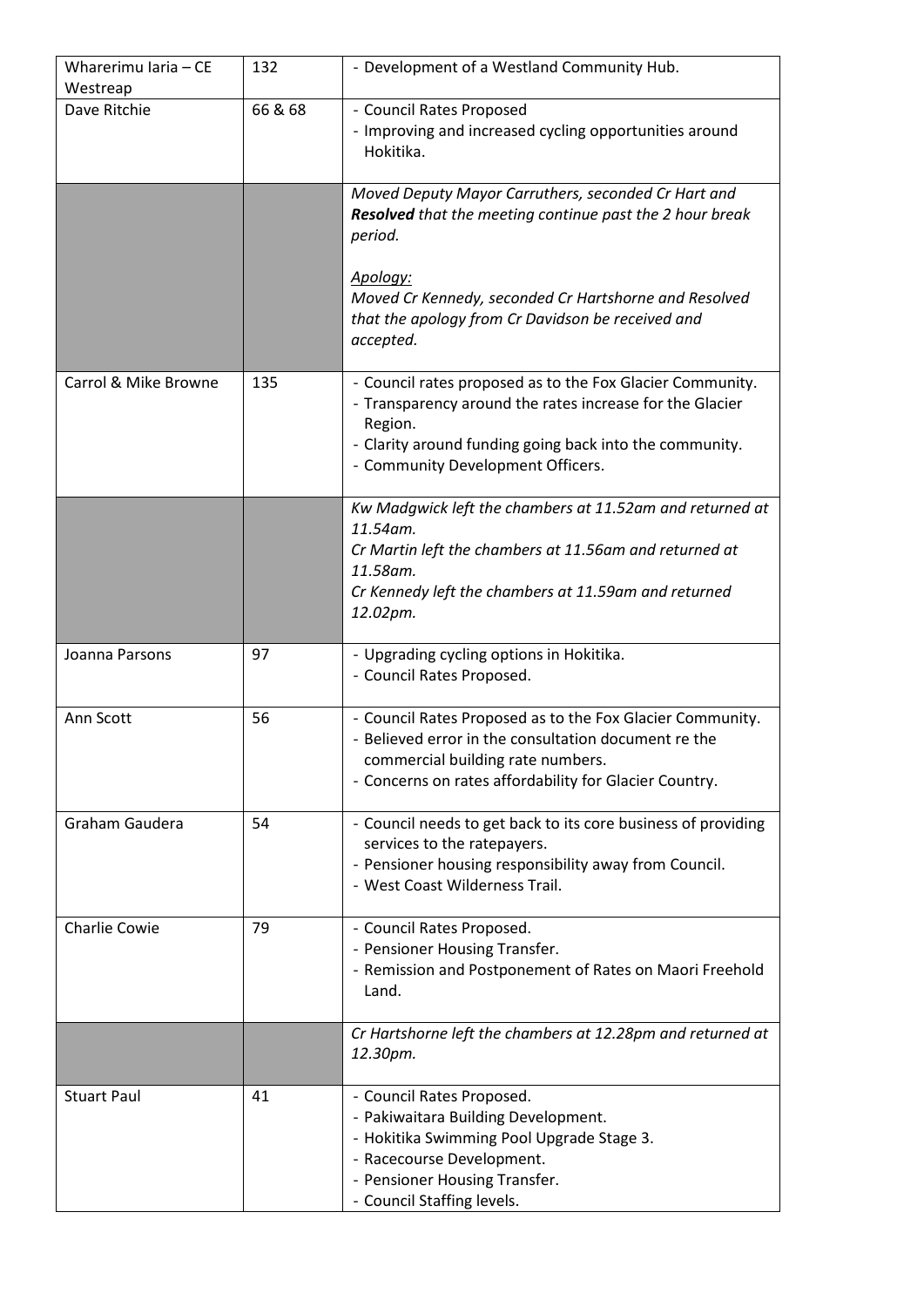| Wharerimu Iaria – CE Westreap | 132 | - Development of a Westland Community Hub. |
|---|---|---|
| Dave Ritchie | 66 & 68 | - Council Rates Proposed<br>- Improving and increased cycling opportunities around Hokitika. |
| | | *Moved Deputy Mayor Carruthers, seconded Cr Hart and **Resolved** that the meeting continue past the 2 hour break period.*<br><br>*Apology:*<br>*Moved Cr Kennedy, seconded Cr Hartshorne and Resolved that the apology from Cr Davidson be received and accepted.* |
| Carrol & Mike Browne | 135 | - Council rates proposed as to the Fox Glacier Community.<br>- Transparency around the rates increase for the Glacier Region.<br>- Clarity around funding going back into the community.<br>- Community Development Officers. |
| | | *Kw Madgwick left the chambers at 11.52am and returned at 11.54am.*<br>*Cr Martin left the chambers at 11.56am and returned at 11.58am.*<br>*Cr Kennedy left the chambers at 11.59am and returned 12.02pm.* |
| Joanna Parsons | 97 | - Upgrading cycling options in Hokitika.<br>- Council Rates Proposed. |
| Ann Scott | 56 | - Council Rates Proposed as to the Fox Glacier Community.<br>- Believed error in the consultation document re the commercial building rate numbers.<br>- Concerns on rates affordability for Glacier Country. |
| Graham Gaudera | 54 | - Council needs to get back to its core business of providing services to the ratepayers.<br>- Pensioner housing responsibility away from Council.<br>- West Coast Wilderness Trail. |
| Charlie Cowie | 79 | - Council Rates Proposed.<br>- Pensioner Housing Transfer.<br>- Remission and Postponement of Rates on Maori Freehold Land. |
| | | *Cr Hartshorne left the chambers at 12.28pm and returned at 12.30pm.* |
| Stuart Paul | 41 | - Council Rates Proposed.<br>- Pakiwaitara Building Development.<br>- Hokitika Swimming Pool Upgrade Stage 3.<br>- Racecourse Development.<br>- Pensioner Housing Transfer.<br>- Council Staffing levels. |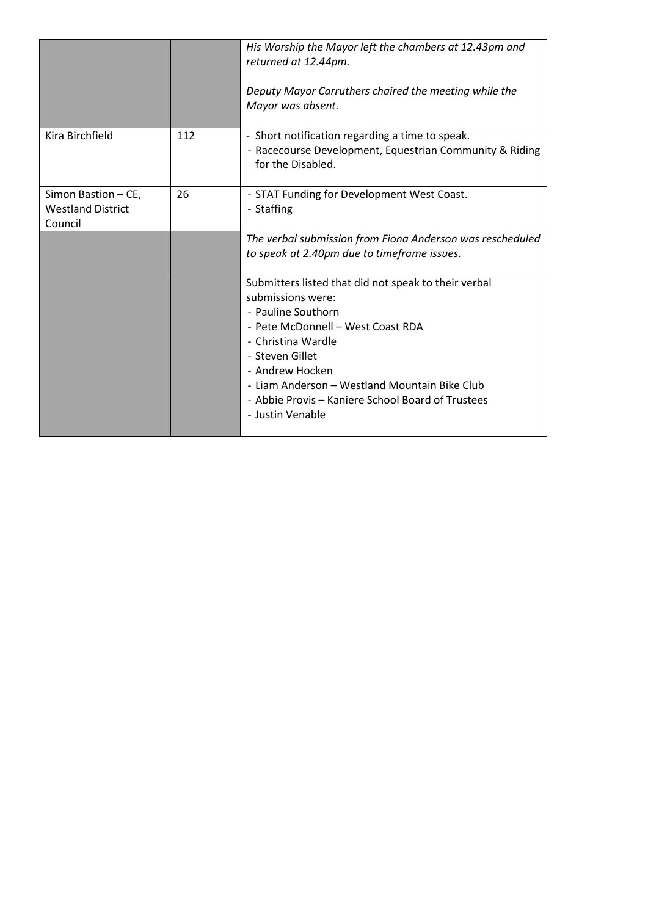| | | |
|---|---|---|
| | | *His Worship the Mayor left the chambers at 12.43pm and returned at 12.44pm.*<br><br>*Deputy Mayor Carruthers chaired the meeting while the Mayor was absent.* |
| Kira Birchfield | 112 | - Short notification regarding a time to speak.<br>- Racecourse Development, Equestrian Community & Riding for the Disabled. |
| Simon Bastion – CE, Westland District Council | 26 | - STAT Funding for Development West Coast.<br>- Staffing |
| | | *The verbal submission from Fiona Anderson was rescheduled to speak at 2.40pm due to timeframe issues.* |
| | | Submitters listed that did not speak to their verbal submissions were:<br>- Pauline Southorn<br>- Pete McDonnell – West Coast RDA<br>- Christina Wardle<br>- Steven Gillet<br>- Andrew Hocken<br>- Liam Anderson – Westland Mountain Bike Club<br>- Abbie Provis – Kaniere School Board of Trustees<br>- Justin Venable |